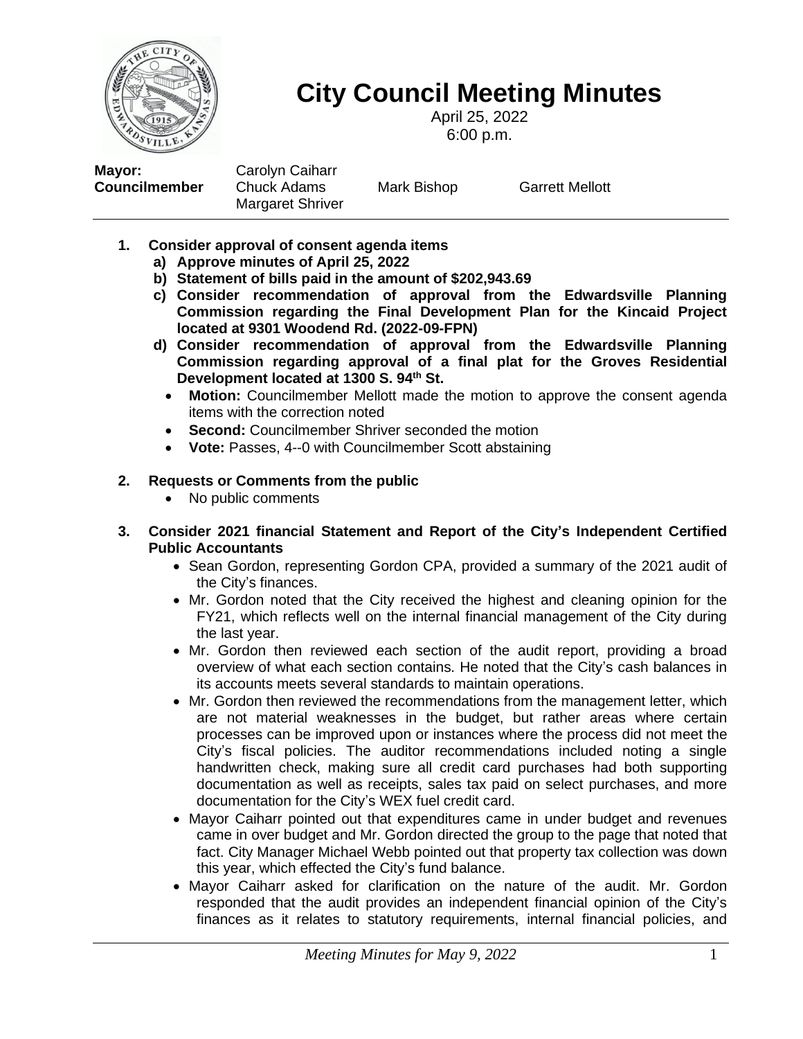# City Council Meeting Minutes

April 25, 2022
6:00 p.m.

**Mayor:** Carolyn Caiharr
**Councilmember** Chuck Adams, Mark Bishop, Garrett Mellott, Margaret Shriver

---

1. **Consider approval of consent agenda items**
   a) **Approve minutes of April 25, 2022**
   b) **Statement of bills paid in the amount of $202,943.69**
   c) **Consider recommendation of approval from the Edwardsville Planning Commission regarding the Final Development Plan for the Kincaid Project located at 9301 Woodend Rd. (2022-09-FPN)**
   d) **Consider recommendation of approval from the Edwardsville Planning Commission regarding approval of a final plat for the Groves Residential Development located at 1300 S. 94th St.**
   - **Motion:** Councilmember Mellott made the motion to approve the consent agenda items with the correction noted
   - **Second:** Councilmember Shriver seconded the motion
   - **Vote:** Passes, 4--0 with Councilmember Scott abstaining

2. **Requests or Comments from the public**
   - No public comments

3. **Consider 2021 financial Statement and Report of the City's Independent Certified Public Accountants**
   - Sean Gordon, representing Gordon CPA, provided a summary of the 2021 audit of the City's finances.
   - Mr. Gordon noted that the City received the highest and cleaning opinion for the FY21, which reflects well on the internal financial management of the City during the last year.
   - Mr. Gordon then reviewed each section of the audit report, providing a broad overview of what each section contains. He noted that the City's cash balances in its accounts meets several standards to maintain operations.
   - Mr. Gordon then reviewed the recommendations from the management letter, which are not material weaknesses in the budget, but rather areas where certain processes can be improved upon or instances where the process did not meet the City's fiscal policies. The auditor recommendations included noting a single handwritten check, making sure all credit card purchases had both supporting documentation as well as receipts, sales tax paid on select purchases, and more documentation for the City's WEX fuel credit card.
   - Mayor Caiharr pointed out that expenditures came in under budget and revenues came in over budget and Mr. Gordon directed the group to the page that noted that fact. City Manager Michael Webb pointed out that property tax collection was down this year, which effected the City's fund balance.
   - Mayor Caiharr asked for clarification on the nature of the audit. Mr. Gordon responded that the audit provides an independent financial opinion of the City's finances as it relates to statutory requirements, internal financial policies, and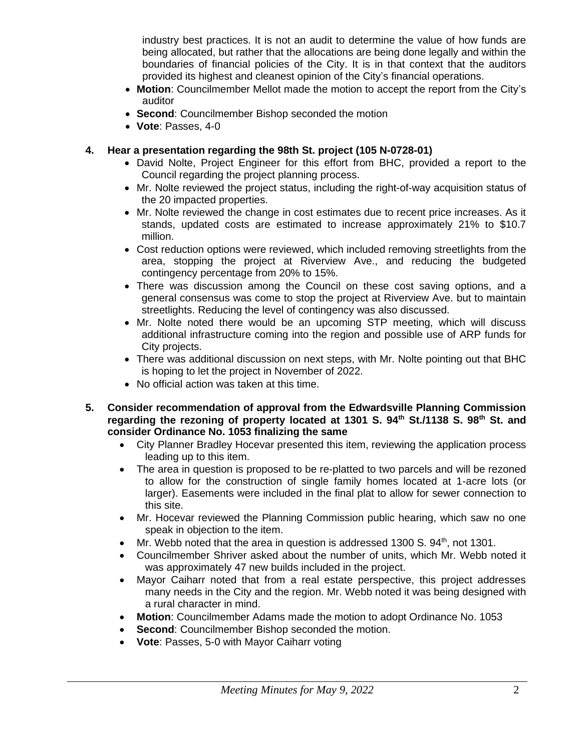industry best practices. It is not an audit to determine the value of how funds are being allocated, but rather that the allocations are being done legally and within the boundaries of financial policies of the City. It is in that context that the auditors provided its highest and cleanest opinion of the City's financial operations.

- **Motion**: Councilmember Mellot made the motion to accept the report from the City's auditor
- **Second**: Councilmember Bishop seconded the motion
- **Vote**: Passes, 4-0

**4. Hear a presentation regarding the 98th St. project (105 N-0728-01)**

- David Nolte, Project Engineer for this effort from BHC, provided a report to the Council regarding the project planning process.
- Mr. Nolte reviewed the project status, including the right-of-way acquisition status of the 20 impacted properties.
- Mr. Nolte reviewed the change in cost estimates due to recent price increases. As it stands, updated costs are estimated to increase approximately 21% to $10.7 million.
- Cost reduction options were reviewed, which included removing streetlights from the area, stopping the project at Riverview Ave., and reducing the budgeted contingency percentage from 20% to 15%.
- There was discussion among the Council on these cost saving options, and a general consensus was come to stop the project at Riverview Ave. but to maintain streetlights. Reducing the level of contingency was also discussed.
- Mr. Nolte noted there would be an upcoming STP meeting, which will discuss additional infrastructure coming into the region and possible use of ARP funds for City projects.
- There was additional discussion on next steps, with Mr. Nolte pointing out that BHC is hoping to let the project in November of 2022.
- No official action was taken at this time.

**5. Consider recommendation of approval from the Edwardsville Planning Commission regarding the rezoning of property located at 1301 S. 94th St./1138 S. 98th St. and consider Ordinance No. 1053 finalizing the same**

- City Planner Bradley Hocevar presented this item, reviewing the application process leading up to this item.
- The area in question is proposed to be re-platted to two parcels and will be rezoned to allow for the construction of single family homes located at 1-acre lots (or larger). Easements were included in the final plat to allow for sewer connection to this site.
- Mr. Hocevar reviewed the Planning Commission public hearing, which saw no one speak in objection to the item.
- Mr. Webb noted that the area in question is addressed 1300 S. 94th, not 1301.
- Councilmember Shriver asked about the number of units, which Mr. Webb noted it was approximately 47 new builds included in the project.
- Mayor Caiharr noted that from a real estate perspective, this project addresses many needs in the City and the region. Mr. Webb noted it was being designed with a rural character in mind.
- **Motion**: Councilmember Adams made the motion to adopt Ordinance No. 1053
- **Second**: Councilmember Bishop seconded the motion.
- **Vote**: Passes, 5-0 with Mayor Caiharr voting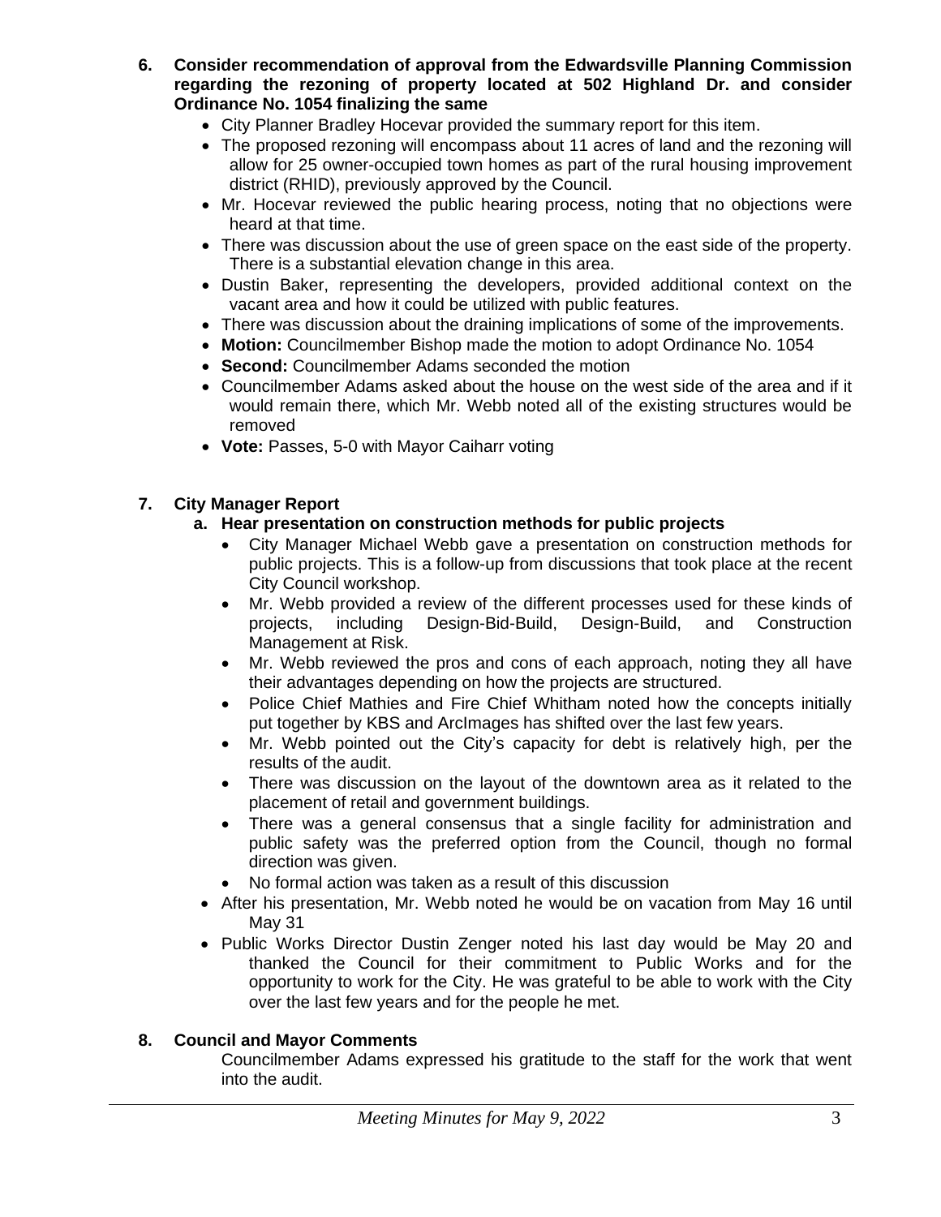**6. Consider recommendation of approval from the Edwardsville Planning Commission regarding the rezoning of property located at 502 Highland Dr. and consider Ordinance No. 1054 finalizing the same**

- City Planner Bradley Hocevar provided the summary report for this item.
- The proposed rezoning will encompass about 11 acres of land and the rezoning will allow for 25 owner-occupied town homes as part of the rural housing improvement district (RHID), previously approved by the Council.
- Mr. Hocevar reviewed the public hearing process, noting that no objections were heard at that time.
- There was discussion about the use of green space on the east side of the property. There is a substantial elevation change in this area.
- Dustin Baker, representing the developers, provided additional context on the vacant area and how it could be utilized with public features.
- There was discussion about the draining implications of some of the improvements.
- **Motion:** Councilmember Bishop made the motion to adopt Ordinance No. 1054
- **Second:** Councilmember Adams seconded the motion
- Councilmember Adams asked about the house on the west side of the area and if it would remain there, which Mr. Webb noted all of the existing structures would be removed
- **Vote:** Passes, 5-0 with Mayor Caiharr voting

**7. City Manager Report**

**a. Hear presentation on construction methods for public projects**

- City Manager Michael Webb gave a presentation on construction methods for public projects. This is a follow-up from discussions that took place at the recent City Council workshop.
- Mr. Webb provided a review of the different processes used for these kinds of projects, including Design-Bid-Build, Design-Build, and Construction Management at Risk.
- Mr. Webb reviewed the pros and cons of each approach, noting they all have their advantages depending on how the projects are structured.
- Police Chief Mathies and Fire Chief Whitham noted how the concepts initially put together by KBS and ArcImages has shifted over the last few years.
- Mr. Webb pointed out the City's capacity for debt is relatively high, per the results of the audit.
- There was discussion on the layout of the downtown area as it related to the placement of retail and government buildings.
- There was a general consensus that a single facility for administration and public safety was the preferred option from the Council, though no formal direction was given.
- No formal action was taken as a result of this discussion

- After his presentation, Mr. Webb noted he would be on vacation from May 16 until May 31
- Public Works Director Dustin Zenger noted his last day would be May 20 and thanked the Council for their commitment to Public Works and for the opportunity to work for the City. He was grateful to be able to work with the City over the last few years and for the people he met.

**8. Council and Mayor Comments**

Councilmember Adams expressed his gratitude to the staff for the work that went into the audit.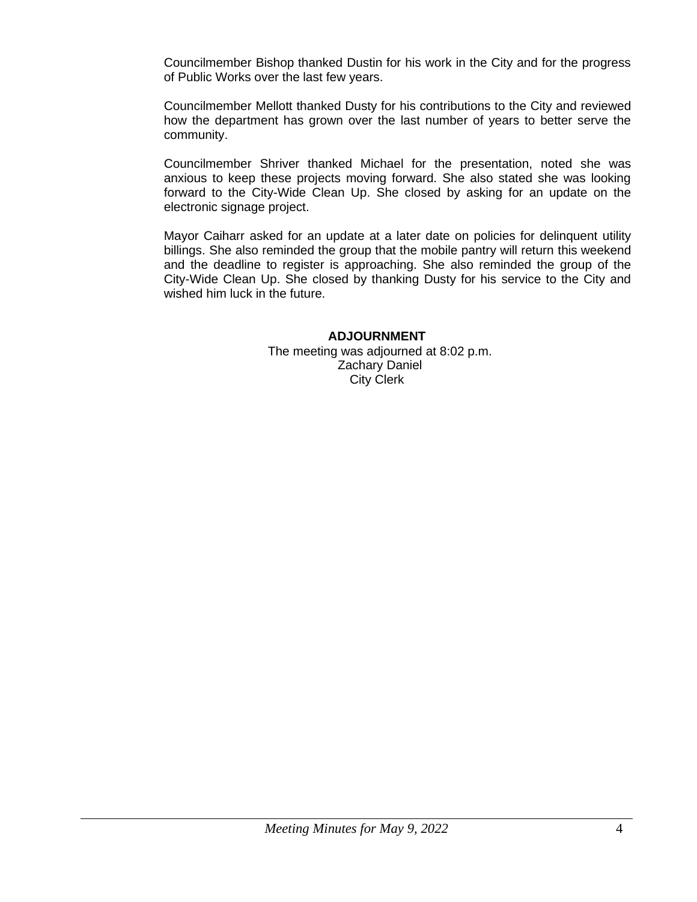Councilmember Bishop thanked Dustin for his work in the City and for the progress of Public Works over the last few years.

Councilmember Mellott thanked Dusty for his contributions to the City and reviewed how the department has grown over the last number of years to better serve the community.

Councilmember Shriver thanked Michael for the presentation, noted she was anxious to keep these projects moving forward. She also stated she was looking forward to the City-Wide Clean Up. She closed by asking for an update on the electronic signage project.

Mayor Caiharr asked for an update at a later date on policies for delinquent utility billings. She also reminded the group that the mobile pantry will return this weekend and the deadline to register is approaching. She also reminded the group of the City-Wide Clean Up. She closed by thanking Dusty for his service to the City and wished him luck in the future.

**ADJOURNMENT**

The meeting was adjourned at 8:02 p.m.
Zachary Daniel
City Clerk